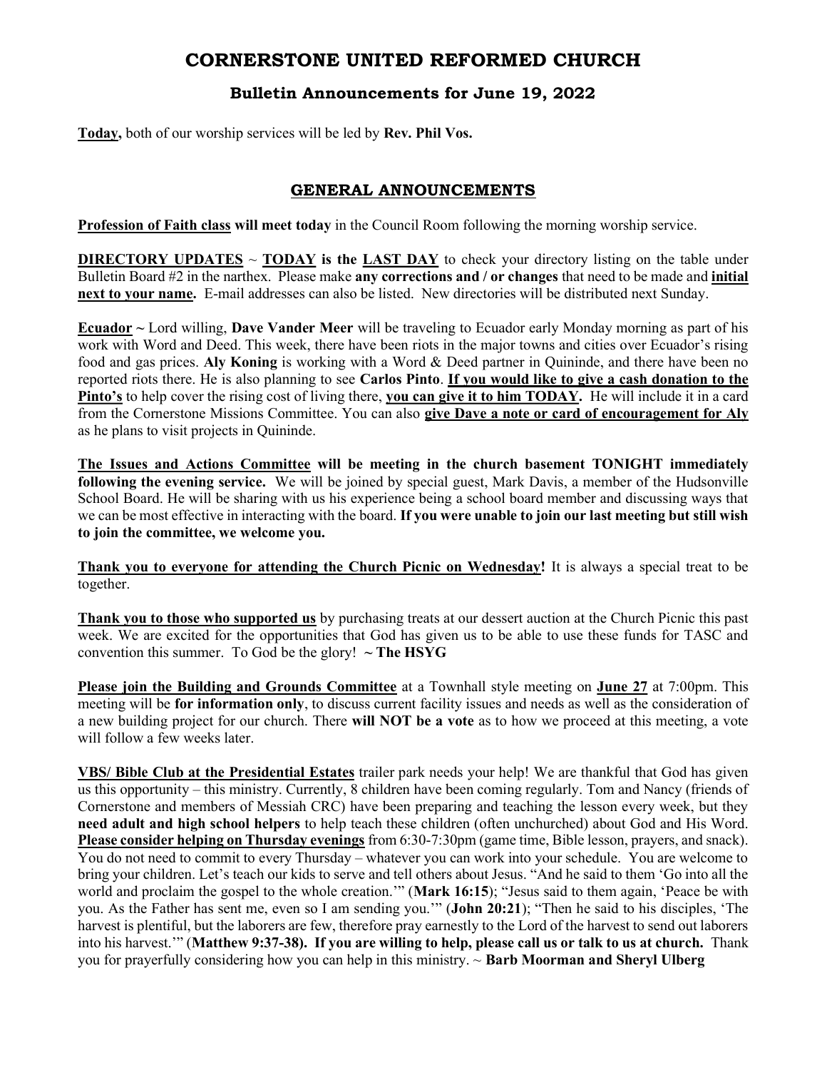# CORNERSTONE UNITED REFORMED CHURCH

## Bulletin Announcements for June 19, 2022

**Today,** both of our worship services will be led by **Rev. Phil Vos.**

## GENERAL ANNOUNCEMENTS

**Profession of Faith class will meet today** in the Council Room following the morning worship service.

**DIRECTORY UPDATES** ~ **TODAY is the LAST DAY** to check your directory listing on the table under Bulletin Board #2 in the narthex. Please make **any corrections and / or changes** that need to be made and **initial next to your name.** E-mail addresses can also be listed. New directories will be distributed next Sunday.

**Ecuador ~** Lord willing, **Dave Vander Meer** will be traveling to Ecuador early Monday morning as part of his work with Word and Deed. This week, there have been riots in the major towns and cities over Ecuador's rising food and gas prices. **Aly Koning** is working with a Word & Deed partner in Quininde, and there have been no reported riots there. He is also planning to see **Carlos Pinto**. **If you would like to give a cash donation to the Pinto's** to help cover the rising cost of living there, **you can give it to him TODAY.** He will include it in a card from the Cornerstone Missions Committee. You can also **give Dave a note or card of encouragement for Aly** as he plans to visit projects in Quininde.

**The Issues and Actions Committee will be meeting in the church basement TONIGHT immediately following the evening service.** We will be joined by special guest, Mark Davis, a member of the Hudsonville School Board. He will be sharing with us his experience being a school board member and discussing ways that we can be most effective in interacting with the board. **If you were unable to join our last meeting but still wish to join the committee, we welcome you.**

**Thank you to everyone for attending the Church Picnic on Wednesday!** It is always a special treat to be together.

**Thank you to those who supported us** by purchasing treats at our dessert auction at the Church Picnic this past week. We are excited for the opportunities that God has given us to be able to use these funds for TASC and convention this summer. To God be the glory! **~ The HSYG**

**Please join the Building and Grounds Committee** at a Townhall style meeting on **June 27** at 7:00pm. This meeting will be **for information only**, to discuss current facility issues and needs as well as the consideration of a new building project for our church. There **will NOT be a vote** as to how we proceed at this meeting, a vote will follow a few weeks later.

**VBS/ Bible Club at the Presidential Estates** trailer park needs your help! We are thankful that God has given us this opportunity – this ministry. Currently, 8 children have been coming regularly. Tom and Nancy (friends of Cornerstone and members of Messiah CRC) have been preparing and teaching the lesson every week, but they **need adult and high school helpers** to help teach these children (often unchurched) about God and His Word. **Please consider helping on Thursday evenings** from 6:30-7:30pm (game time, Bible lesson, prayers, and snack). You do not need to commit to every Thursday – whatever you can work into your schedule. You are welcome to bring your children. Let's teach our kids to serve and tell others about Jesus. "And he said to them 'Go into all the world and proclaim the gospel to the whole creation.'" (**Mark 16:15**); "Jesus said to them again, 'Peace be with you. As the Father has sent me, even so I am sending you.'" (**John 20:21**); "Then he said to his disciples, 'The harvest is plentiful, but the laborers are few, therefore pray earnestly to the Lord of the harvest to send out laborers into his harvest.'" (**Matthew 9:37-38). If you are willing to help, please call us or talk to us at church.** Thank you for prayerfully considering how you can help in this ministry. ~ **Barb Moorman and Sheryl Ulberg**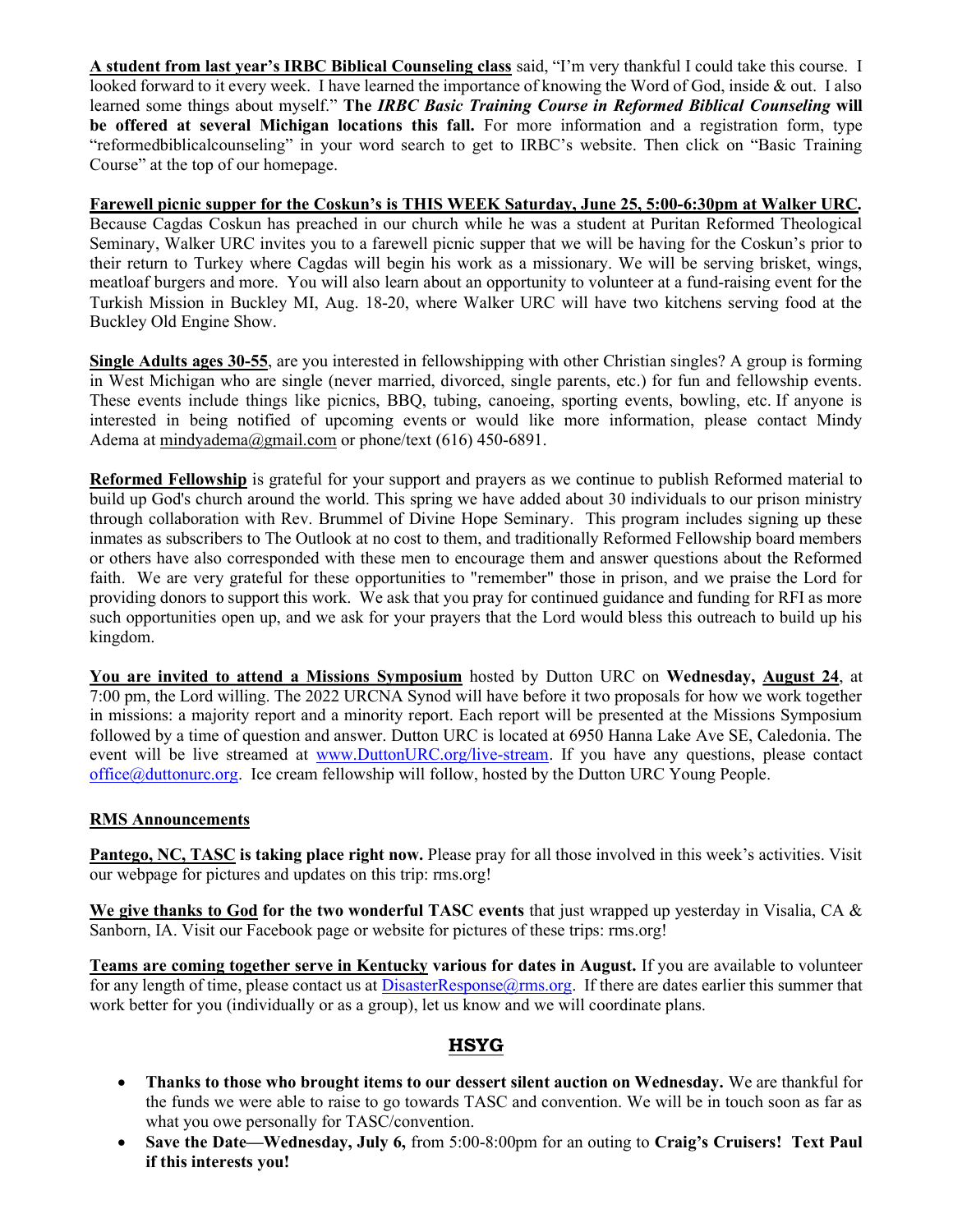**A student from last year's IRBC Biblical Counseling class** said, "I'm very thankful I could take this course. I looked forward to it every week. I have learned the importance of knowing the Word of God, inside & out. I also learned some things about myself." **The *IRBC Basic Training Course in Reformed Biblical Counseling* will be offered at several Michigan locations this fall.** For more information and a registration form, type "reformedbiblicalcounseling" in your word search to get to IRBC's website. Then click on "Basic Training Course" at the top of our homepage.

**Farewell picnic supper for the Coskun's is THIS WEEK Saturday, June 25, 5:00-6:30pm at Walker URC.** Because Cagdas Coskun has preached in our church while he was a student at Puritan Reformed Theological Seminary, Walker URC invites you to a farewell picnic supper that we will be having for the Coskun's prior to their return to Turkey where Cagdas will begin his work as a missionary. We will be serving brisket, wings, meatloaf burgers and more. You will also learn about an opportunity to volunteer at a fund-raising event for the Turkish Mission in Buckley MI, Aug. 18-20, where Walker URC will have two kitchens serving food at the Buckley Old Engine Show.

**Single Adults ages 30-55**, are you interested in fellowshipping with other Christian singles? A group is forming in West Michigan who are single (never married, divorced, single parents, etc.) for fun and fellowship events. These events include things like picnics, BBQ, tubing, canoeing, sporting events, bowling, etc. If anyone is interested in being notified of upcoming events or would like more information, please contact Mindy Adema at mindyadema@gmail.com or phone/text (616) 450-6891.

**Reformed Fellowship** is grateful for your support and prayers as we continue to publish Reformed material to build up God's church around the world. This spring we have added about 30 individuals to our prison ministry through collaboration with Rev. Brummel of Divine Hope Seminary. This program includes signing up these inmates as subscribers to The Outlook at no cost to them, and traditionally Reformed Fellowship board members or others have also corresponded with these men to encourage them and answer questions about the Reformed faith. We are very grateful for these opportunities to "remember" those in prison, and we praise the Lord for providing donors to support this work. We ask that you pray for continued guidance and funding for RFI as more such opportunities open up, and we ask for your prayers that the Lord would bless this outreach to build up his kingdom.

**You are invited to attend a Missions Symposium** hosted by Dutton URC on **Wednesday, August 24**, at 7:00 pm, the Lord willing. The 2022 URCNA Synod will have before it two proposals for how we work together in missions: a majority report and a minority report. Each report will be presented at the Missions Symposium followed by a time of question and answer. Dutton URC is located at 6950 Hanna Lake Ave SE, Caledonia. The event will be live streamed at www.DuttonURC.org/live-stream. If you have any questions, please contact office@duttonurc.org. Ice cream fellowship will follow, hosted by the Dutton URC Young People.

**RMS Announcements**

**Pantego, NC, TASC is taking place right now.** Please pray for all those involved in this week's activities. Visit our webpage for pictures and updates on this trip: rms.org!

**We give thanks to God for the two wonderful TASC events** that just wrapped up yesterday in Visalia, CA & Sanborn, IA. Visit our Facebook page or website for pictures of these trips: rms.org!

**Teams are coming together serve in Kentucky various for dates in August.** If you are available to volunteer for any length of time, please contact us at DisasterResponse@rms.org. If there are dates earlier this summer that work better for you (individually or as a group), let us know and we will coordinate plans.

## HSYG

- **Thanks to those who brought items to our dessert silent auction on Wednesday.** We are thankful for the funds we were able to raise to go towards TASC and convention. We will be in touch soon as far as what you owe personally for TASC/convention.
- **Save the Date—Wednesday, July 6,** from 5:00-8:00pm for an outing to **Craig's Cruisers! Text Paul if this interests you!**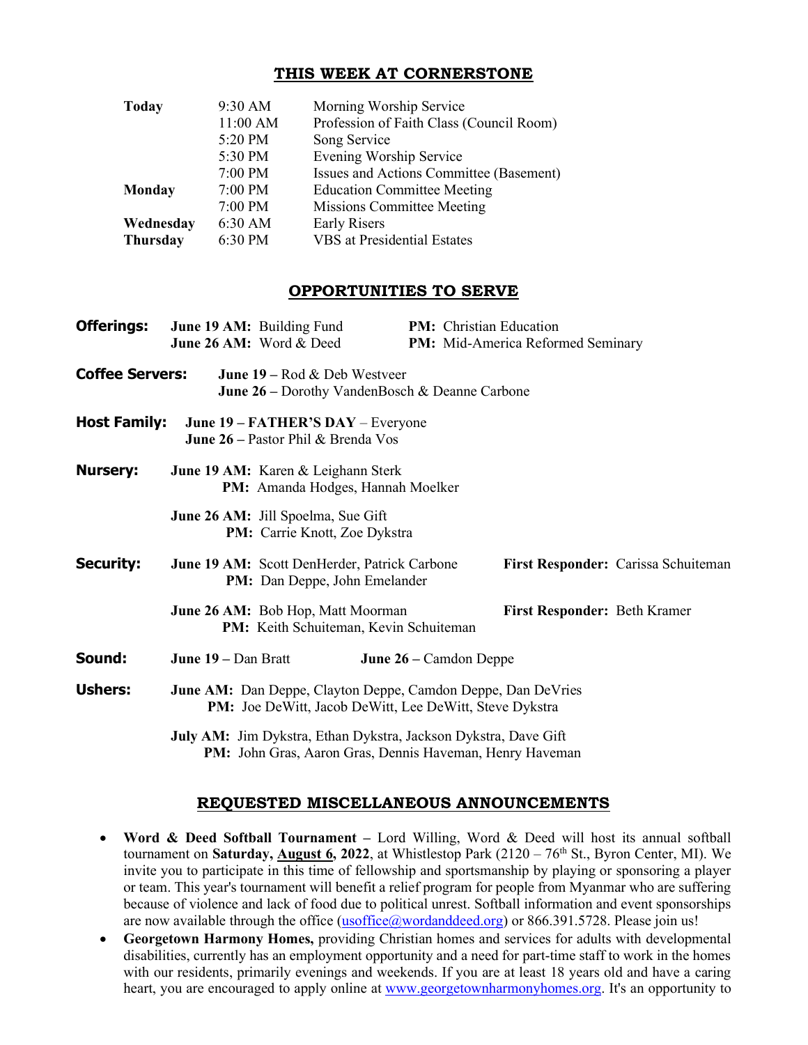## THIS WEEK AT CORNERSTONE

| | | |
|---|---|---|
| **Today** | 9:30 AM | Morning Worship Service |
| | 11:00 AM | Profession of Faith Class (Council Room) |
| | 5:20 PM | Song Service |
| | 5:30 PM | Evening Worship Service |
| | 7:00 PM | Issues and Actions Committee (Basement) |
| **Monday** | 7:00 PM | Education Committee Meeting |
| | 7:00 PM | Missions Committee Meeting |
| **Wednesday** | 6:30 AM | Early Risers |
| **Thursday** | 6:30 PM | VBS at Presidential Estates |

## OPPORTUNITIES TO SERVE

**Offerings:** **June 19 AM:** Building Fund — **PM:** Christian Education
**June 26 AM:** Word & Deed — **PM:** Mid-America Reformed Seminary

**Coffee Servers:** **June 19 –** Rod & Deb Westveer
**June 26 –** Dorothy VandenBosch & Deanne Carbone

**Host Family:** **June 19 – FATHER'S DAY** – Everyone
**June 26 –** Pastor Phil & Brenda Vos

**Nursery:** **June 19 AM:** Karen & Leighann Sterk
**PM:** Amanda Hodges, Hannah Moelker

**June 26 AM:** Jill Spoelma, Sue Gift
**PM:** Carrie Knott, Zoe Dykstra

**Security:** **June 19 AM:** Scott DenHerder, Patrick Carbone — **First Responder:** Carissa Schuiteman
**PM:** Dan Deppe, John Emelander

**June 26 AM:** Bob Hop, Matt Moorman — **First Responder:** Beth Kramer
**PM:** Keith Schuiteman, Kevin Schuiteman

**Sound:** **June 19 –** Dan Bratt — **June 26 –** Camdon Deppe

**Ushers:** **June AM:** Dan Deppe, Clayton Deppe, Camdon Deppe, Dan DeVries
**PM:** Joe DeWitt, Jacob DeWitt, Lee DeWitt, Steve Dykstra

**July AM:** Jim Dykstra, Ethan Dykstra, Jackson Dykstra, Dave Gift
**PM:** John Gras, Aaron Gras, Dennis Haveman, Henry Haveman

## REQUESTED MISCELLANEOUS ANNOUNCEMENTS

- **Word & Deed Softball Tournament –** Lord Willing, Word & Deed will host its annual softball tournament on **Saturday, August 6, 2022**, at Whistlestop Park (2120 – 76th St., Byron Center, MI). We invite you to participate in this time of fellowship and sportsmanship by playing or sponsoring a player or team. This year's tournament will benefit a relief program for people from Myanmar who are suffering because of violence and lack of food due to political unrest. Softball information and event sponsorships are now available through the office (usoffice@wordanddeed.org) or 866.391.5728. Please join us!
- **Georgetown Harmony Homes,** providing Christian homes and services for adults with developmental disabilities, currently has an employment opportunity and a need for part-time staff to work in the homes with our residents, primarily evenings and weekends. If you are at least 18 years old and have a caring heart, you are encouraged to apply online at www.georgetownharmonyhomes.org. It's an opportunity to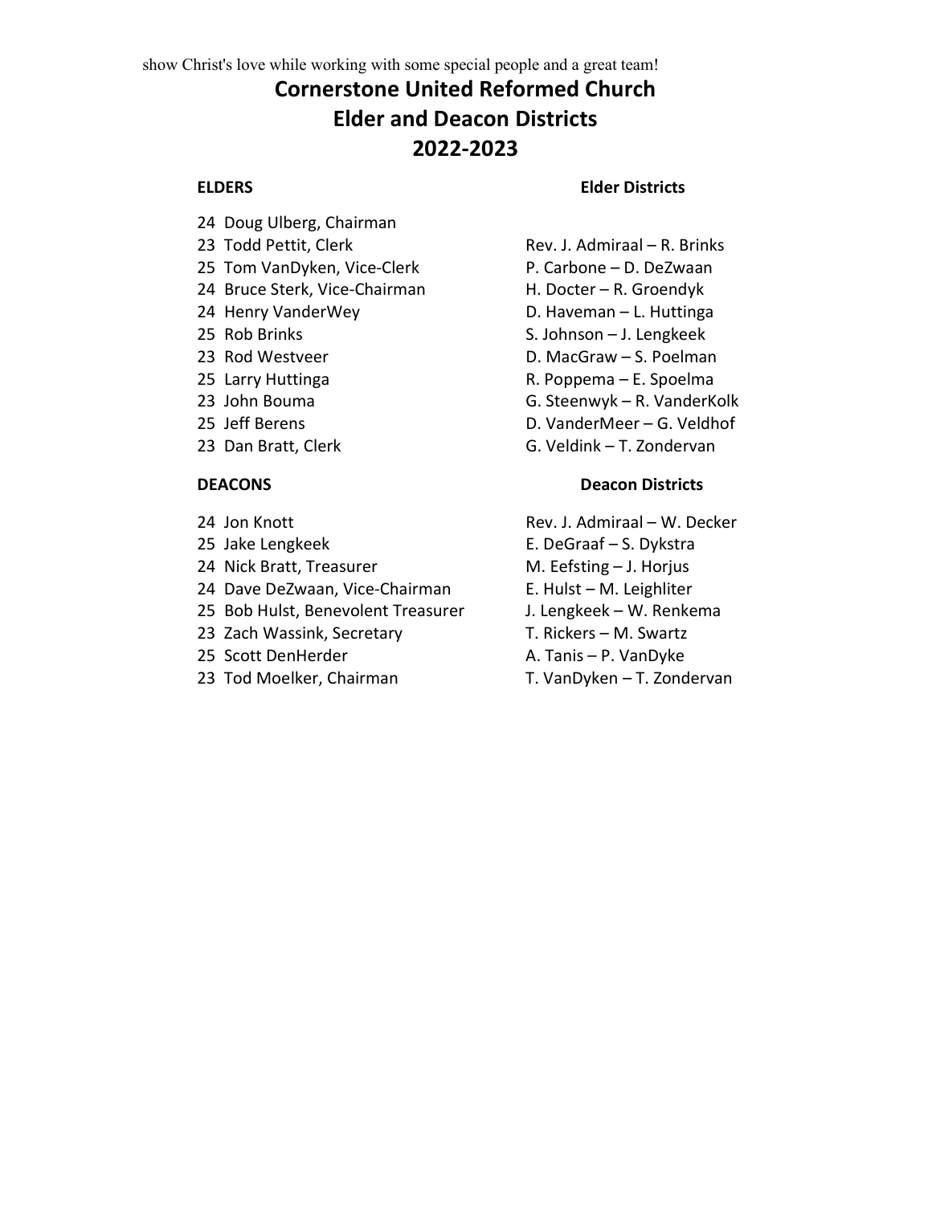show Christ's love while working with some special people and a great team!

# Cornerstone United Reformed Church
# Elder and Deacon Districts
# 2022-2023

| **ELDERS** | **Elder Districts** |
| --- | --- |
| 24 Doug Ulberg, Chairman | |
| 23 Todd Pettit, Clerk | Rev. J. Admiraal – R. Brinks |
| 25 Tom VanDyken, Vice-Clerk | P. Carbone – D. DeZwaan |
| 24 Bruce Sterk, Vice-Chairman | H. Docter – R. Groendyk |
| 24 Henry VanderWey | D. Haveman – L. Huttinga |
| 25 Rob Brinks | S. Johnson – J. Lengkeek |
| 23 Rod Westveer | D. MacGraw – S. Poelman |
| 25 Larry Huttinga | R. Poppema – E. Spoelma |
| 23 John Bouma | G. Steenwyk – R. VanderKolk |
| 25 Jeff Berens | D. VanderMeer – G. Veldhof |
| 23 Dan Bratt, Clerk | G. Veldink – T. Zondervan |

| **DEACONS** | **Deacon Districts** |
| --- | --- |
| 24 Jon Knott | Rev. J. Admiraal – W. Decker |
| 25 Jake Lengkeek | E. DeGraaf – S. Dykstra |
| 24 Nick Bratt, Treasurer | M. Eefsting – J. Horjus |
| 24 Dave DeZwaan, Vice-Chairman | E. Hulst – M. Leighliter |
| 25 Bob Hulst, Benevolent Treasurer | J. Lengkeek – W. Renkema |
| 23 Zach Wassink, Secretary | T. Rickers – M. Swartz |
| 25 Scott DenHerder | A. Tanis – P. VanDyke |
| 23 Tod Moelker, Chairman | T. VanDyken – T. Zondervan |